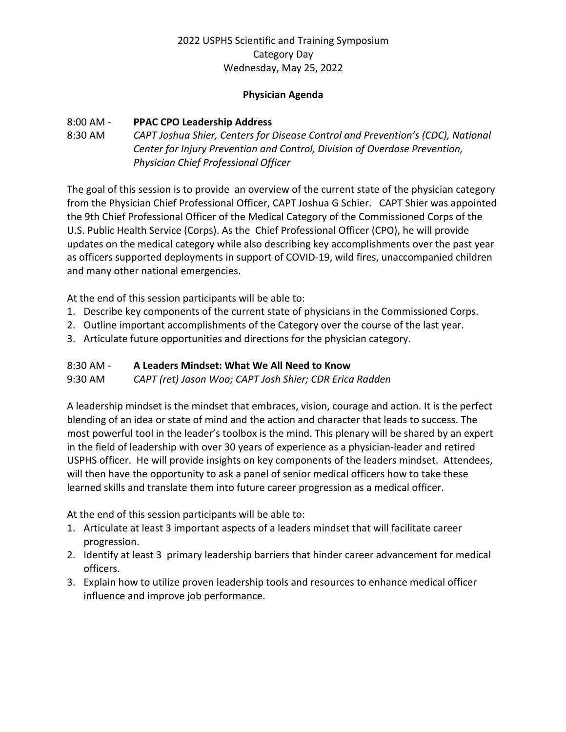2022 USPHS Scientific and Training Symposium
Category Day
Wednesday, May 25, 2022

**Physician Agenda**

8:00 AM - 8:30 AM **PPAC CPO Leadership Address**
*CAPT Joshua Shier, Centers for Disease Control and Prevention's (CDC), National Center for Injury Prevention and Control, Division of Overdose Prevention, Physician Chief Professional Officer*

The goal of this session is to provide an overview of the current state of the physician category from the Physician Chief Professional Officer, CAPT Joshua G Schier. CAPT Shier was appointed the 9th Chief Professional Officer of the Medical Category of the Commissioned Corps of the U.S. Public Health Service (Corps). As the Chief Professional Officer (CPO), he will provide updates on the medical category while also describing key accomplishments over the past year as officers supported deployments in support of COVID-19, wild fires, unaccompanied children and many other national emergencies.

At the end of this session participants will be able to:
1. Describe key components of the current state of physicians in the Commissioned Corps.
2. Outline important accomplishments of the Category over the course of the last year.
3. Articulate future opportunities and directions for the physician category.

8:30 AM - 9:30 AM **A Leaders Mindset: What We All Need to Know**
*CAPT (ret) Jason Woo; CAPT Josh Shier; CDR Erica Radden*

A leadership mindset is the mindset that embraces, vision, courage and action. It is the perfect blending of an idea or state of mind and the action and character that leads to success. The most powerful tool in the leader's toolbox is the mind. This plenary will be shared by an expert in the field of leadership with over 30 years of experience as a physician-leader and retired USPHS officer. He will provide insights on key components of the leaders mindset. Attendees, will then have the opportunity to ask a panel of senior medical officers how to take these learned skills and translate them into future career progression as a medical officer.

At the end of this session participants will be able to:
1. Articulate at least 3 important aspects of a leaders mindset that will facilitate career progression.
2. Identify at least 3 primary leadership barriers that hinder career advancement for medical officers.
3. Explain how to utilize proven leadership tools and resources to enhance medical officer influence and improve job performance.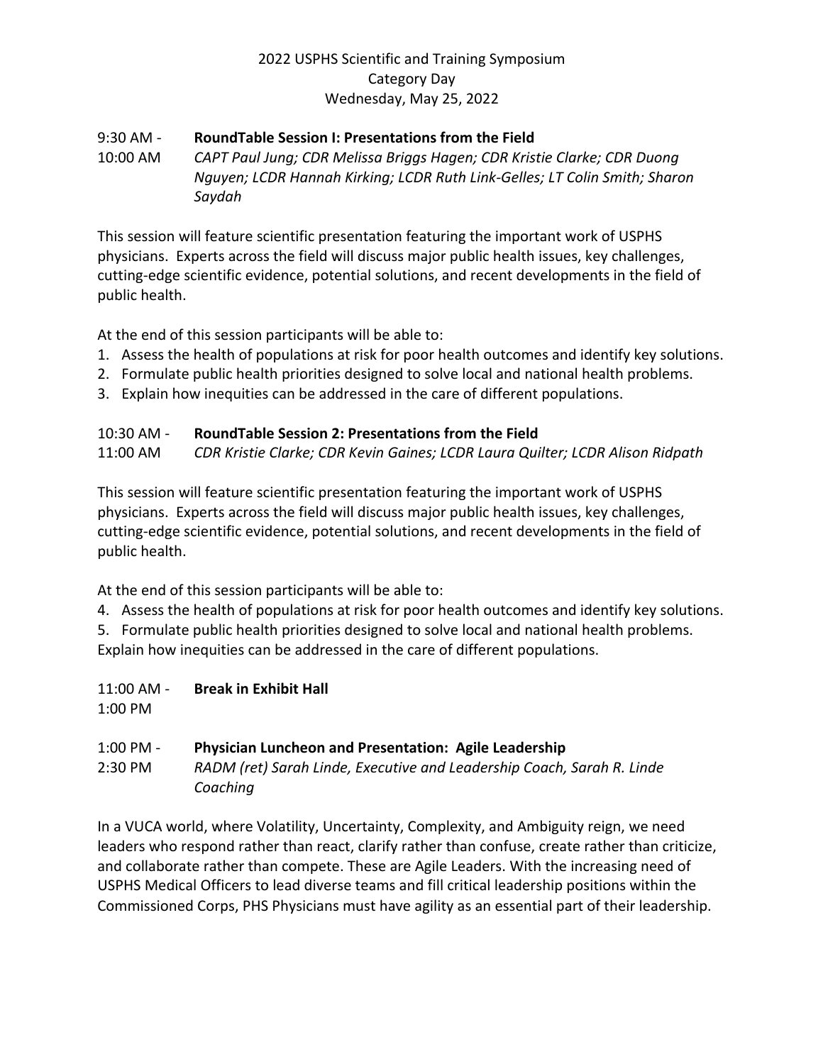2022 USPHS Scientific and Training Symposium
Category Day
Wednesday, May 25, 2022

9:30 AM - 10:00 AM **RoundTable Session I: Presentations from the Field**
*CAPT Paul Jung; CDR Melissa Briggs Hagen; CDR Kristie Clarke; CDR Duong Nguyen; LCDR Hannah Kirking; LCDR Ruth Link-Gelles; LT Colin Smith; Sharon Saydah*

This session will feature scientific presentation featuring the important work of USPHS physicians. Experts across the field will discuss major public health issues, key challenges, cutting-edge scientific evidence, potential solutions, and recent developments in the field of public health.

At the end of this session participants will be able to:

1. Assess the health of populations at risk for poor health outcomes and identify key solutions.
2. Formulate public health priorities designed to solve local and national health problems.
3. Explain how inequities can be addressed in the care of different populations.

10:30 AM - 11:00 AM **RoundTable Session 2: Presentations from the Field**
*CDR Kristie Clarke; CDR Kevin Gaines; LCDR Laura Quilter; LCDR Alison Ridpath*

This session will feature scientific presentation featuring the important work of USPHS physicians. Experts across the field will discuss major public health issues, key challenges, cutting-edge scientific evidence, potential solutions, and recent developments in the field of public health.

At the end of this session participants will be able to:

4. Assess the health of populations at risk for poor health outcomes and identify key solutions.
5. Formulate public health priorities designed to solve local and national health problems.

Explain how inequities can be addressed in the care of different populations.

11:00 AM - 1:00 PM **Break in Exhibit Hall**

1:00 PM - 2:30 PM **Physician Luncheon and Presentation: Agile Leadership**
*RADM (ret) Sarah Linde, Executive and Leadership Coach, Sarah R. Linde Coaching*

In a VUCA world, where Volatility, Uncertainty, Complexity, and Ambiguity reign, we need leaders who respond rather than react, clarify rather than confuse, create rather than criticize, and collaborate rather than compete. These are Agile Leaders. With the increasing need of USPHS Medical Officers to lead diverse teams and fill critical leadership positions within the Commissioned Corps, PHS Physicians must have agility as an essential part of their leadership.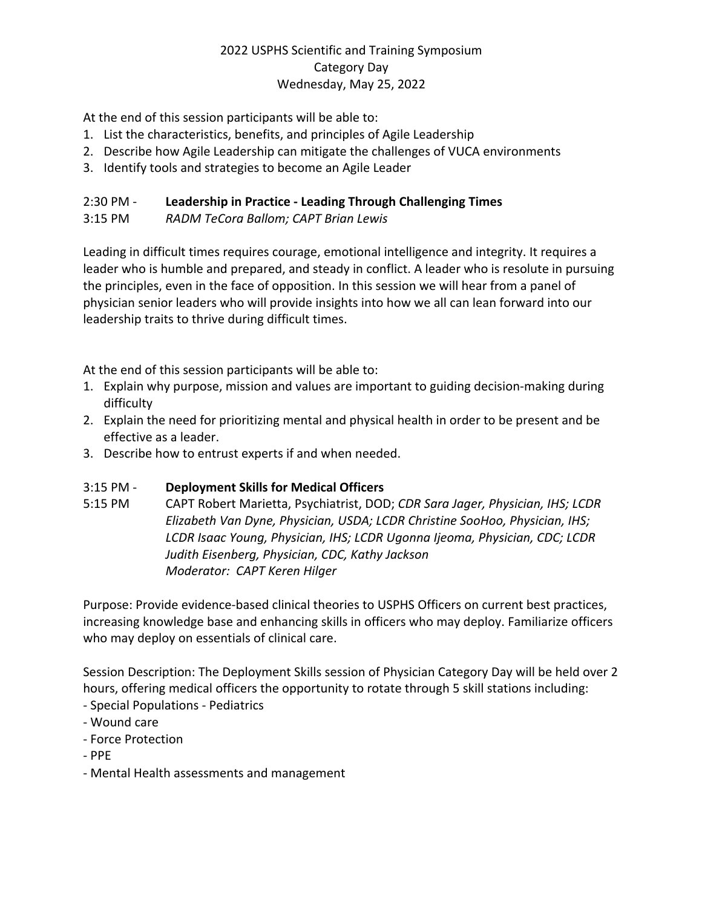2022 USPHS Scientific and Training Symposium
Category Day
Wednesday, May 25, 2022

At the end of this session participants will be able to:

1. List the characteristics, benefits, and principles of Agile Leadership
2. Describe how Agile Leadership can mitigate the challenges of VUCA environments
3. Identify tools and strategies to become an Agile Leader

2:30 PM - 3:15 PM **Leadership in Practice - Leading Through Challenging Times**
*RADM TeCora Ballom; CAPT Brian Lewis*

Leading in difficult times requires courage, emotional intelligence and integrity. It requires a leader who is humble and prepared, and steady in conflict. A leader who is resolute in pursuing the principles, even in the face of opposition. In this session we will hear from a panel of physician senior leaders who will provide insights into how we all can lean forward into our leadership traits to thrive during difficult times.

At the end of this session participants will be able to:

1. Explain why purpose, mission and values are important to guiding decision-making during difficulty
2. Explain the need for prioritizing mental and physical health in order to be present and be effective as a leader.
3. Describe how to entrust experts if and when needed.

3:15 PM - 5:15 PM **Deployment Skills for Medical Officers**
CAPT Robert Marietta, Psychiatrist, DOD; *CDR Sara Jager, Physician, IHS; LCDR Elizabeth Van Dyne, Physician, USDA; LCDR Christine SooHoo, Physician, IHS; LCDR Isaac Young, Physician, IHS; LCDR Ugonna Ijeoma, Physician, CDC; LCDR Judith Eisenberg, Physician, CDC, Kathy Jackson*
*Moderator: CAPT Keren Hilger*

Purpose: Provide evidence-based clinical theories to USPHS Officers on current best practices, increasing knowledge base and enhancing skills in officers who may deploy. Familiarize officers who may deploy on essentials of clinical care.

Session Description: The Deployment Skills session of Physician Category Day will be held over 2 hours, offering medical officers the opportunity to rotate through 5 skill stations including:

- Special Populations - Pediatrics
- Wound care
- Force Protection
- PPE
- Mental Health assessments and management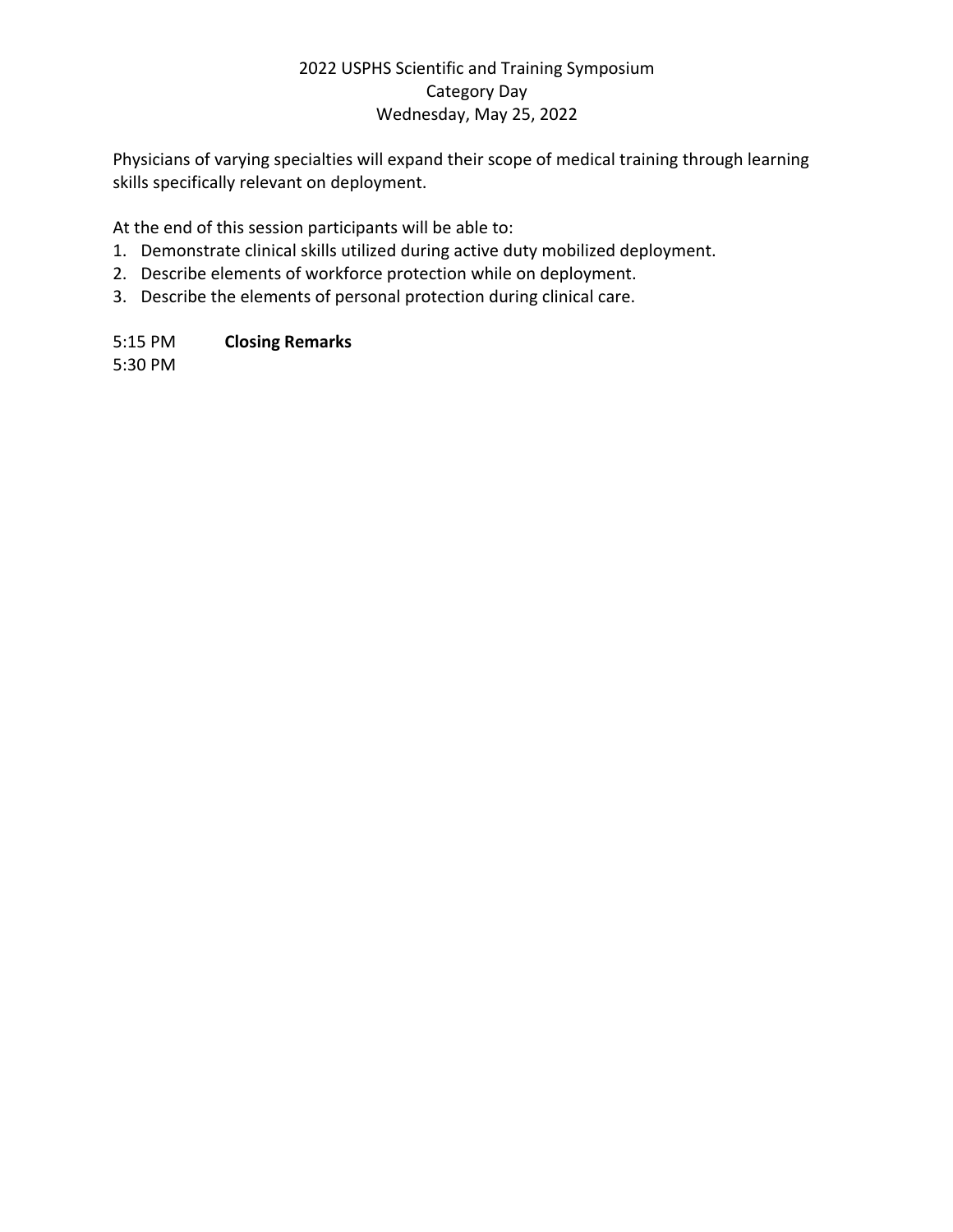2022 USPHS Scientific and Training Symposium
Category Day
Wednesday, May 25, 2022

Physicians of varying specialties will expand their scope of medical training through learning skills specifically relevant on deployment.

At the end of this session participants will be able to:

1. Demonstrate clinical skills utilized during active duty mobilized deployment.
2. Describe elements of workforce protection while on deployment.
3. Describe the elements of personal protection during clinical care.

5:15 PM **Closing Remarks**
5:30 PM